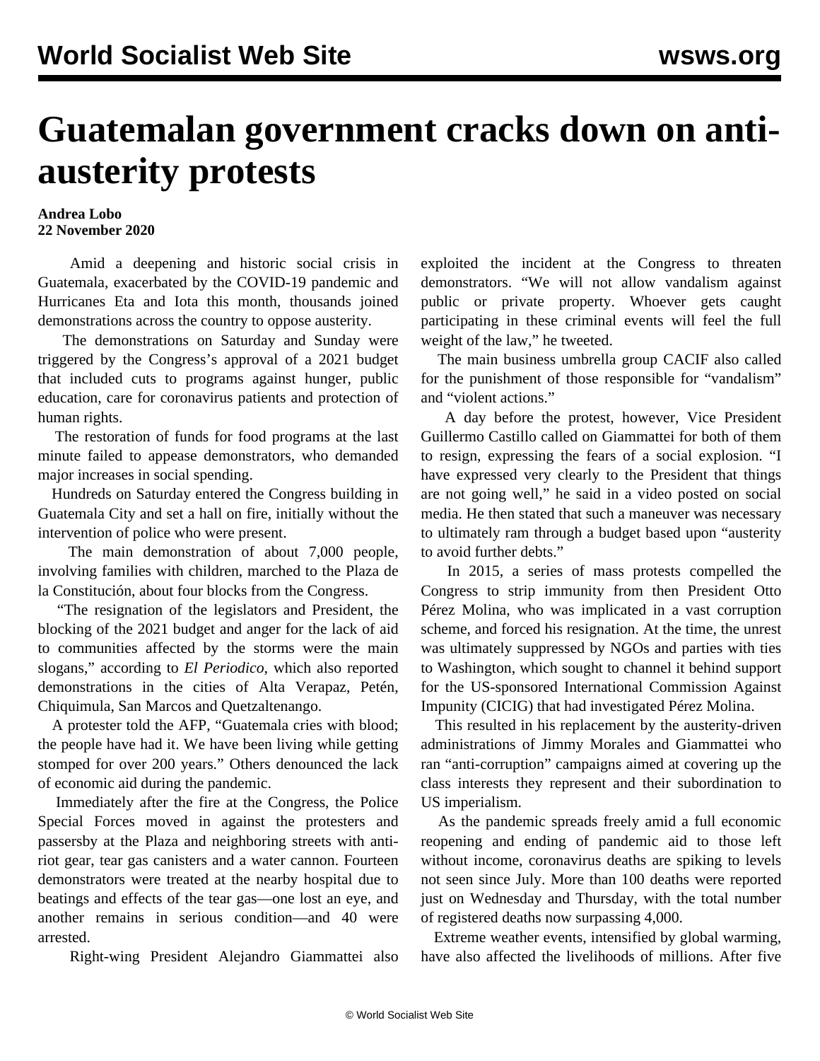# Guatemalan government cracks down on anti-austerity protests

**Andrea Lobo**
**22 November 2020**

Amid a deepening and historic social crisis in Guatemala, exacerbated by the COVID-19 pandemic and Hurricanes Eta and Iota this month, thousands joined demonstrations across the country to oppose austerity.

The demonstrations on Saturday and Sunday were triggered by the Congress's approval of a 2021 budget that included cuts to programs against hunger, public education, care for coronavirus patients and protection of human rights.

The restoration of funds for food programs at the last minute failed to appease demonstrators, who demanded major increases in social spending.

Hundreds on Saturday entered the Congress building in Guatemala City and set a hall on fire, initially without the intervention of police who were present.

The main demonstration of about 7,000 people, involving families with children, marched to the Plaza de la Constitución, about four blocks from the Congress.

"The resignation of the legislators and President, the blocking of the 2021 budget and anger for the lack of aid to communities affected by the storms were the main slogans," according to *El Periodico*, which also reported demonstrations in the cities of Alta Verapaz, Petén, Chiquimula, San Marcos and Quetzaltenango.

A protester told the AFP, "Guatemala cries with blood; the people have had it. We have been living while getting stomped for over 200 years." Others denounced the lack of economic aid during the pandemic.

Immediately after the fire at the Congress, the Police Special Forces moved in against the protesters and passersby at the Plaza and neighboring streets with anti-riot gear, tear gas canisters and a water cannon. Fourteen demonstrators were treated at the nearby hospital due to beatings and effects of the tear gas—one lost an eye, and another remains in serious condition—and 40 were arrested.

Right-wing President Alejandro Giammattei also exploited the incident at the Congress to threaten demonstrators. "We will not allow vandalism against public or private property. Whoever gets caught participating in these criminal events will feel the full weight of the law," he tweeted.

The main business umbrella group CACIF also called for the punishment of those responsible for "vandalism" and "violent actions."

A day before the protest, however, Vice President Guillermo Castillo called on Giammattei for both of them to resign, expressing the fears of a social explosion. "I have expressed very clearly to the President that things are not going well," he said in a video posted on social media. He then stated that such a maneuver was necessary to ultimately ram through a budget based upon "austerity to avoid further debts."

In 2015, a series of mass protests compelled the Congress to strip immunity from then President Otto Pérez Molina, who was implicated in a vast corruption scheme, and forced his resignation. At the time, the unrest was ultimately suppressed by NGOs and parties with ties to Washington, which sought to channel it behind support for the US-sponsored International Commission Against Impunity (CICIG) that had investigated Pérez Molina.

This resulted in his replacement by the austerity-driven administrations of Jimmy Morales and Giammattei who ran "anti-corruption" campaigns aimed at covering up the class interests they represent and their subordination to US imperialism.

As the pandemic spreads freely amid a full economic reopening and ending of pandemic aid to those left without income, coronavirus deaths are spiking to levels not seen since July. More than 100 deaths were reported just on Wednesday and Thursday, with the total number of registered deaths now surpassing 4,000.

Extreme weather events, intensified by global warming, have also affected the livelihoods of millions. After five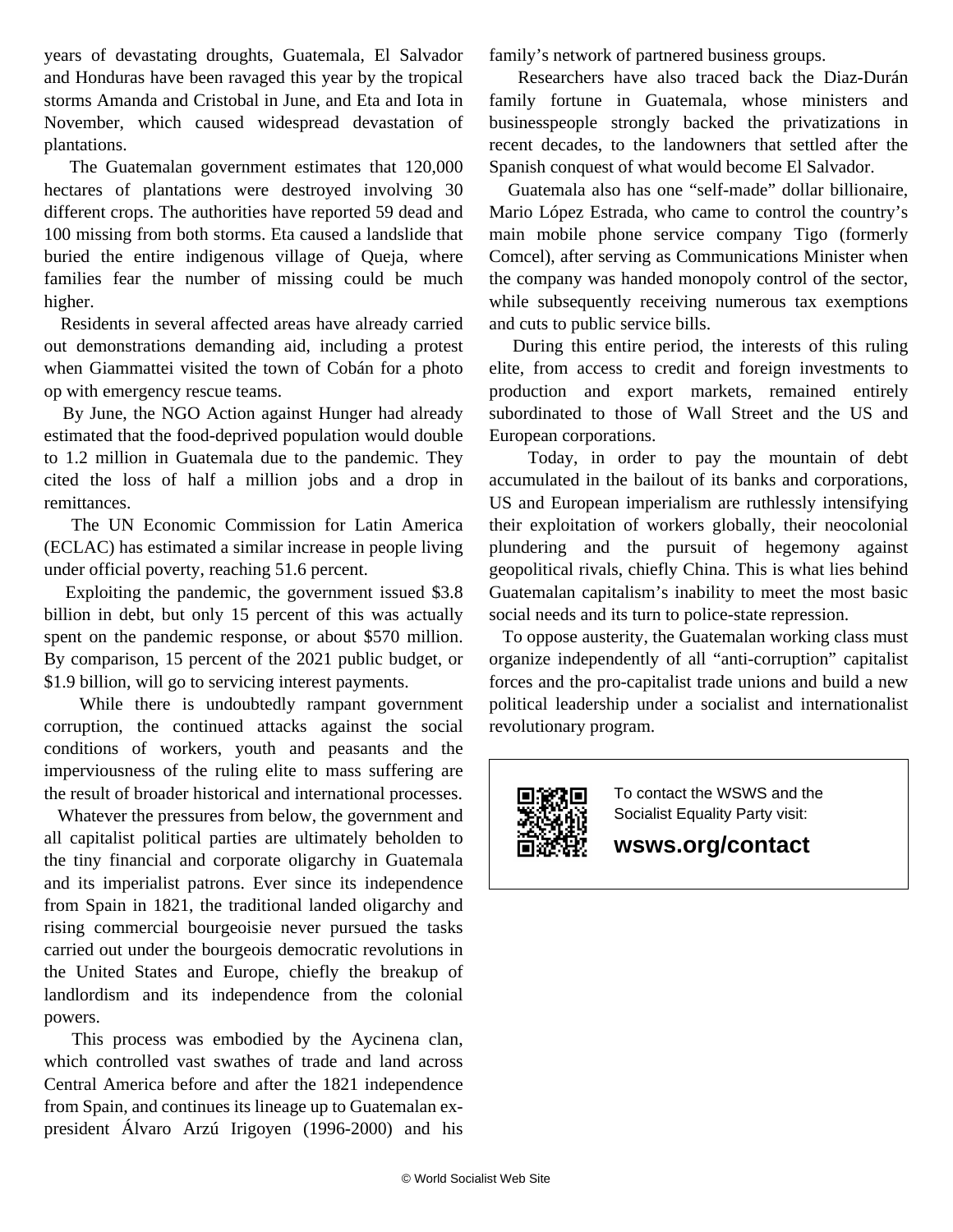years of devastating droughts, Guatemala, El Salvador and Honduras have been ravaged this year by the tropical storms Amanda and Cristobal in June, and Eta and Iota in November, which caused widespread devastation of plantations.

The Guatemalan government estimates that 120,000 hectares of plantations were destroyed involving 30 different crops. The authorities have reported 59 dead and 100 missing from both storms. Eta caused a landslide that buried the entire indigenous village of Queja, where families fear the number of missing could be much higher.

Residents in several affected areas have already carried out demonstrations demanding aid, including a protest when Giammattei visited the town of Cobán for a photo op with emergency rescue teams.

By June, the NGO Action against Hunger had already estimated that the food-deprived population would double to 1.2 million in Guatemala due to the pandemic. They cited the loss of half a million jobs and a drop in remittances.

The UN Economic Commission for Latin America (ECLAC) has estimated a similar increase in people living under official poverty, reaching 51.6 percent.

Exploiting the pandemic, the government issued $3.8 billion in debt, but only 15 percent of this was actually spent on the pandemic response, or about $570 million. By comparison, 15 percent of the 2021 public budget, or $1.9 billion, will go to servicing interest payments.

While there is undoubtedly rampant government corruption, the continued attacks against the social conditions of workers, youth and peasants and the imperviousness of the ruling elite to mass suffering are the result of broader historical and international processes.

Whatever the pressures from below, the government and all capitalist political parties are ultimately beholden to the tiny financial and corporate oligarchy in Guatemala and its imperialist patrons. Ever since its independence from Spain in 1821, the traditional landed oligarchy and rising commercial bourgeoisie never pursued the tasks carried out under the bourgeois democratic revolutions in the United States and Europe, chiefly the breakup of landlordism and its independence from the colonial powers.

This process was embodied by the Aycinena clan, which controlled vast swathes of trade and land across Central America before and after the 1821 independence from Spain, and continues its lineage up to Guatemalan ex-president Álvaro Arzú Irigoyen (1996-2000) and his family's network of partnered business groups.

Researchers have also traced back the Diaz-Durán family fortune in Guatemala, whose ministers and businesspeople strongly backed the privatizations in recent decades, to the landowners that settled after the Spanish conquest of what would become El Salvador.

Guatemala also has one "self-made" dollar billionaire, Mario López Estrada, who came to control the country's main mobile phone service company Tigo (formerly Comcel), after serving as Communications Minister when the company was handed monopoly control of the sector, while subsequently receiving numerous tax exemptions and cuts to public service bills.

During this entire period, the interests of this ruling elite, from access to credit and foreign investments to production and export markets, remained entirely subordinated to those of Wall Street and the US and European corporations.

Today, in order to pay the mountain of debt accumulated in the bailout of its banks and corporations, US and European imperialism are ruthlessly intensifying their exploitation of workers globally, their neocolonial plundering and the pursuit of hegemony against geopolitical rivals, chiefly China. This is what lies behind Guatemalan capitalism's inability to meet the most basic social needs and its turn to police-state repression.

To oppose austerity, the Guatemalan working class must organize independently of all "anti-corruption" capitalist forces and the pro-capitalist trade unions and build a new political leadership under a socialist and internationalist revolutionary program.

To contact the WSWS and the Socialist Equality Party visit:

**wsws.org/contact**